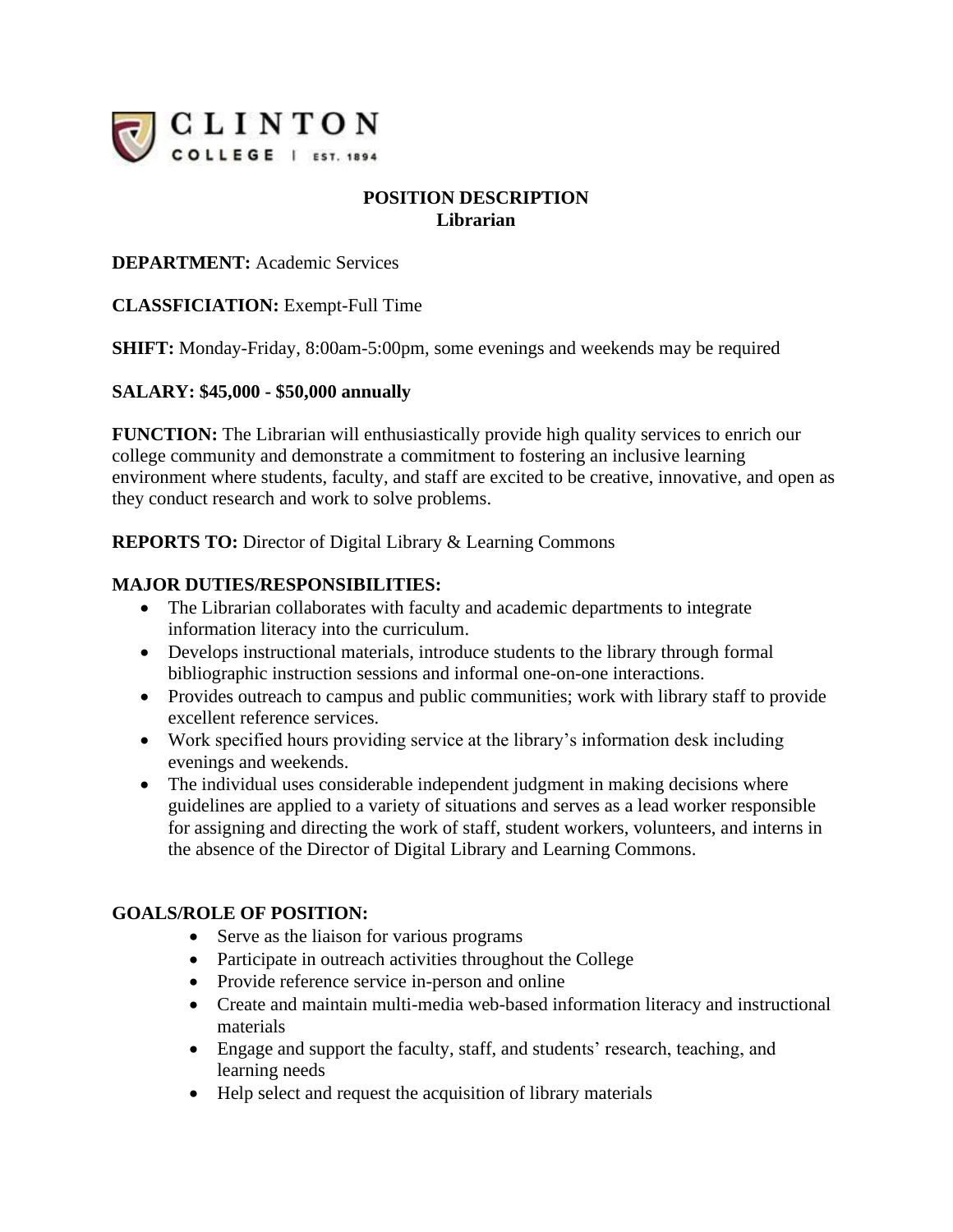CLINTON COLLEGE | EST. 1894

# POSITION DESCRIPTION
## Librarian

**DEPARTMENT:** Academic Services

**CLASSFICIATION:** Exempt-Full Time

**SHIFT:** Monday-Friday, 8:00am-5:00pm, some evenings and weekends may be required

**SALARY: $45,000 - $50,000 annually**

**FUNCTION:** The Librarian will enthusiastically provide high quality services to enrich our college community and demonstrate a commitment to fostering an inclusive learning environment where students, faculty, and staff are excited to be creative, innovative, and open as they conduct research and work to solve problems.

**REPORTS TO:** Director of Digital Library & Learning Commons

**MAJOR DUTIES/RESPONSIBILITIES:**

- The Librarian collaborates with faculty and academic departments to integrate information literacy into the curriculum.
- Develops instructional materials, introduce students to the library through formal bibliographic instruction sessions and informal one-on-one interactions.
- Provides outreach to campus and public communities; work with library staff to provide excellent reference services.
- Work specified hours providing service at the library's information desk including evenings and weekends.
- The individual uses considerable independent judgment in making decisions where guidelines are applied to a variety of situations and serves as a lead worker responsible for assigning and directing the work of staff, student workers, volunteers, and interns in the absence of the Director of Digital Library and Learning Commons.

**GOALS/ROLE OF POSITION:**

- Serve as the liaison for various programs
- Participate in outreach activities throughout the College
- Provide reference service in-person and online
- Create and maintain multi-media web-based information literacy and instructional materials
- Engage and support the faculty, staff, and students' research, teaching, and learning needs
- Help select and request the acquisition of library materials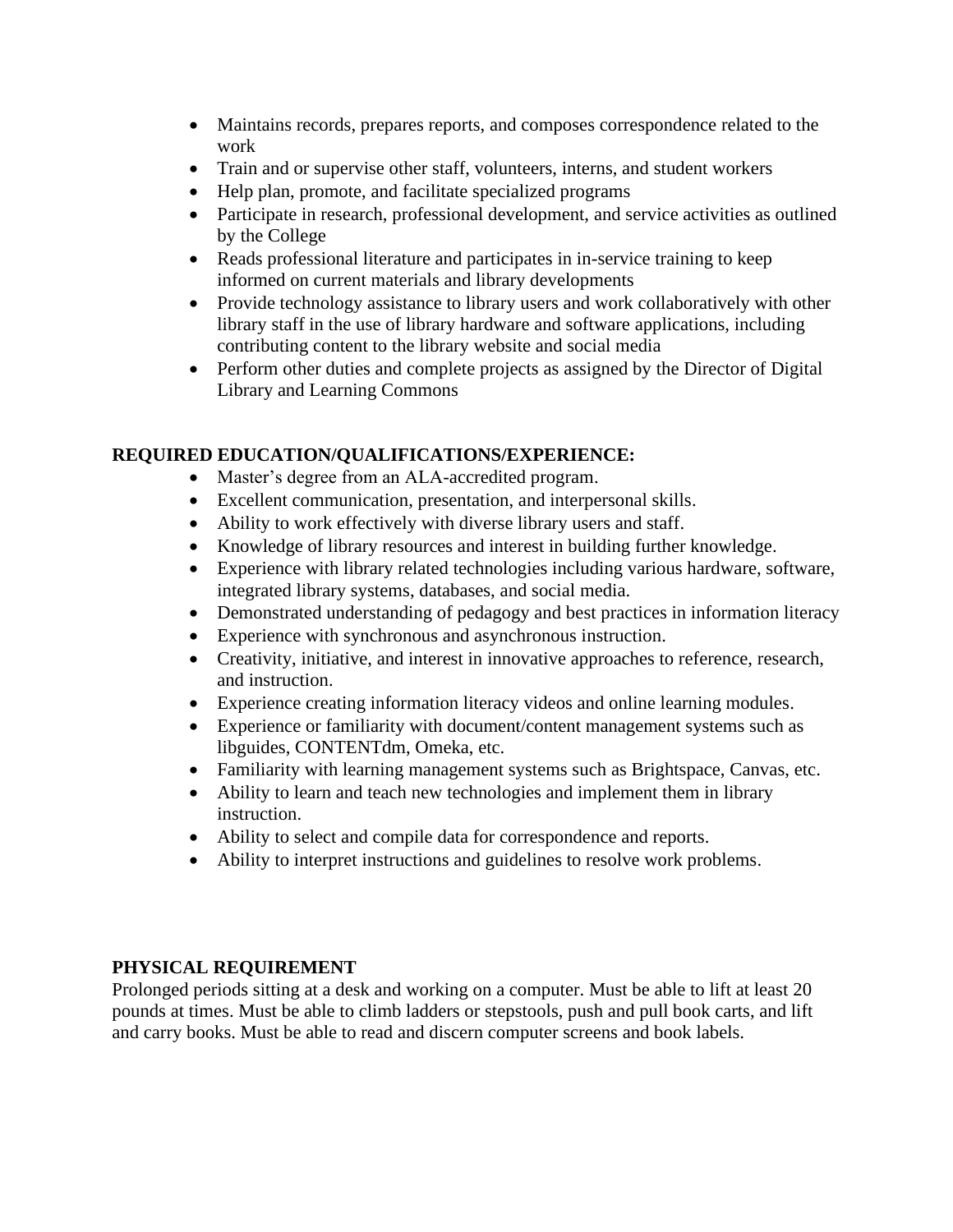- Maintains records, prepares reports, and composes correspondence related to the work
- Train and or supervise other staff, volunteers, interns, and student workers
- Help plan, promote, and facilitate specialized programs
- Participate in research, professional development, and service activities as outlined by the College
- Reads professional literature and participates in in-service training to keep informed on current materials and library developments
- Provide technology assistance to library users and work collaboratively with other library staff in the use of library hardware and software applications, including contributing content to the library website and social media
- Perform other duties and complete projects as assigned by the Director of Digital Library and Learning Commons

**REQUIRED EDUCATION/QUALIFICATIONS/EXPERIENCE:**

- Master's degree from an ALA-accredited program.
- Excellent communication, presentation, and interpersonal skills.
- Ability to work effectively with diverse library users and staff.
- Knowledge of library resources and interest in building further knowledge.
- Experience with library related technologies including various hardware, software, integrated library systems, databases, and social media.
- Demonstrated understanding of pedagogy and best practices in information literacy
- Experience with synchronous and asynchronous instruction.
- Creativity, initiative, and interest in innovative approaches to reference, research, and instruction.
- Experience creating information literacy videos and online learning modules.
- Experience or familiarity with document/content management systems such as libguides, CONTENTdm, Omeka, etc.
- Familiarity with learning management systems such as Brightspace, Canvas, etc.
- Ability to learn and teach new technologies and implement them in library instruction.
- Ability to select and compile data for correspondence and reports.
- Ability to interpret instructions and guidelines to resolve work problems.

**PHYSICAL REQUIREMENT**

Prolonged periods sitting at a desk and working on a computer. Must be able to lift at least 20 pounds at times. Must be able to climb ladders or stepstools, push and pull book carts, and lift and carry books. Must be able to read and discern computer screens and book labels.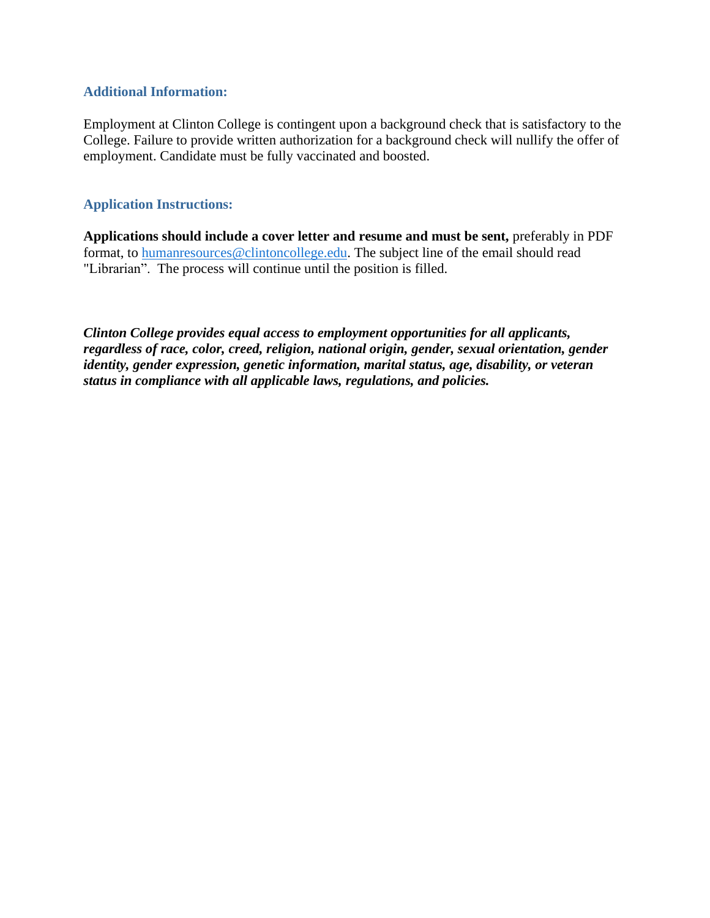### Additional Information:

Employment at Clinton College is contingent upon a background check that is satisfactory to the College. Failure to provide written authorization for a background check will nullify the offer of employment. Candidate must be fully vaccinated and boosted.

### Application Instructions:

**Applications should include a cover letter and resume and must be sent,** preferably in PDF format, to humanresources@clintoncollege.edu. The subject line of the email should read "Librarian". The process will continue until the position is filled.

***Clinton College provides equal access to employment opportunities for all applicants, regardless of race, color, creed, religion, national origin, gender, sexual orientation, gender identity, gender expression, genetic information, marital status, age, disability, or veteran status in compliance with all applicable laws, regulations, and policies.***